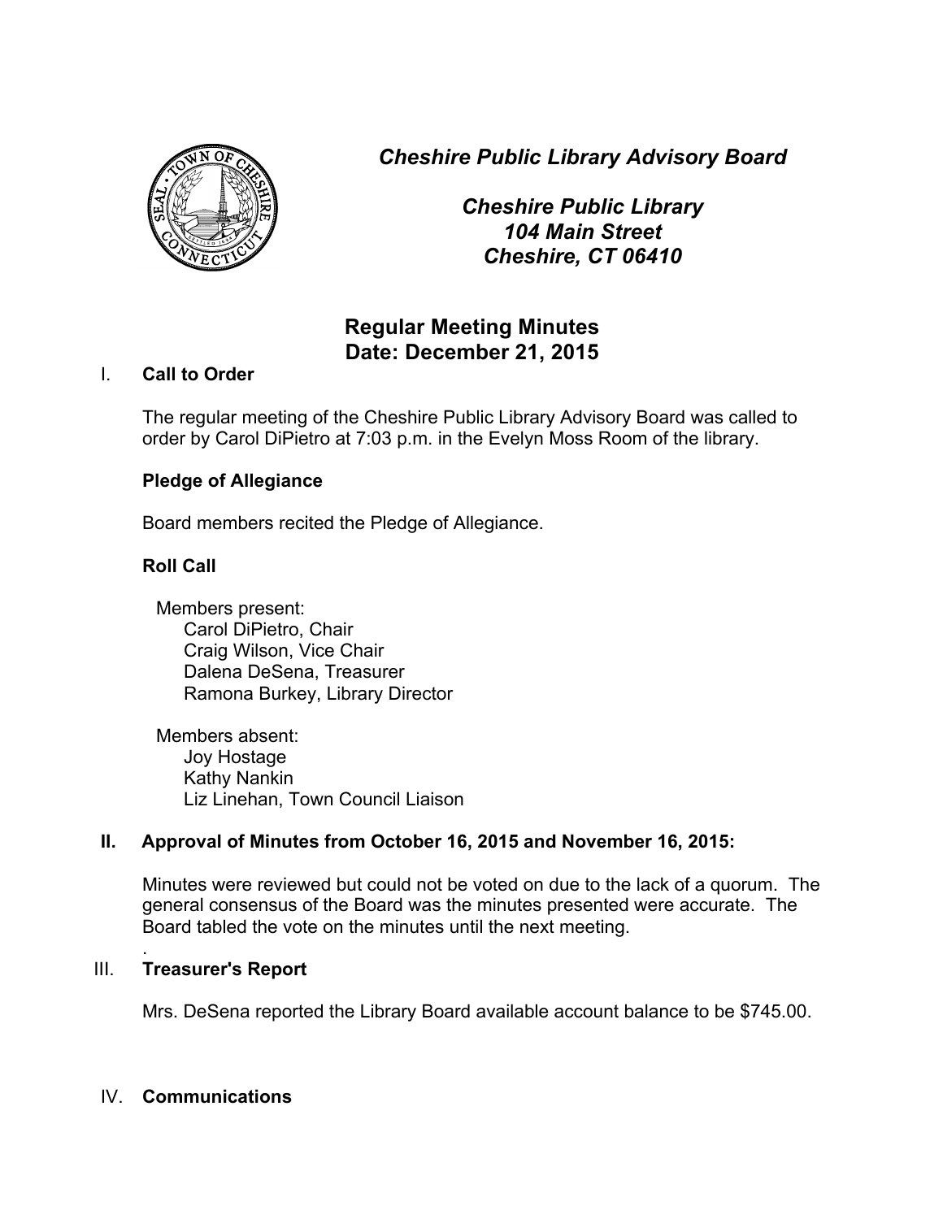*Cheshire Public Library Advisory Board*

*Cheshire Public Library*
*104 Main Street*
*Cheshire, CT 06410*

## Regular Meeting Minutes
## Date: December 21, 2015

I. **Call to Order**

The regular meeting of the Cheshire Public Library Advisory Board was called to order by Carol DiPietro at 7:03 p.m. in the Evelyn Moss Room of the library.

**Pledge of Allegiance**

Board members recited the Pledge of Allegiance.

**Roll Call**

Members present:
- Carol DiPietro, Chair
- Craig Wilson, Vice Chair
- Dalena DeSena, Treasurer
- Ramona Burkey, Library Director

Members absent:
- Joy Hostage
- Kathy Nankin
- Liz Linehan, Town Council Liaison

**II. Approval of Minutes from October 16, 2015 and November 16, 2015:**

Minutes were reviewed but could not be voted on due to the lack of a quorum. The general consensus of the Board was the minutes presented were accurate. The Board tabled the vote on the minutes until the next meeting.

.

III. **Treasurer's Report**

Mrs. DeSena reported the Library Board available account balance to be $745.00.

IV. **Communications**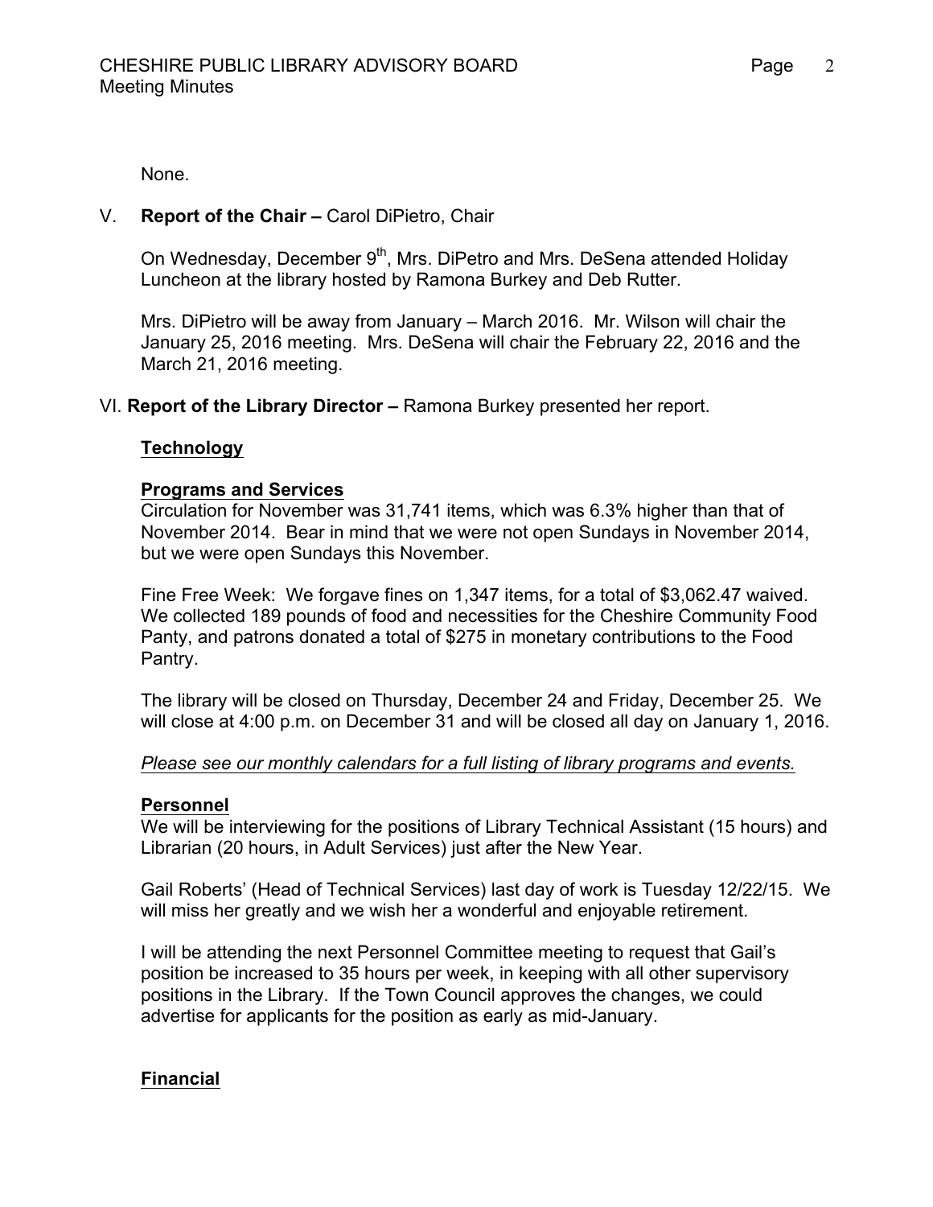None.

## V. **Report of the Chair –** Carol DiPietro, Chair

On Wednesday, December 9th, Mrs. DiPetro and Mrs. DeSena attended Holiday Luncheon at the library hosted by Ramona Burkey and Deb Rutter.

Mrs. DiPietro will be away from January – March 2016. Mr. Wilson will chair the January 25, 2016 meeting. Mrs. DeSena will chair the February 22, 2016 and the March 21, 2016 meeting.

## VI. **Report of the Library Director –** Ramona Burkey presented her report.

### Technology

### Programs and Services

Circulation for November was 31,741 items, which was 6.3% higher than that of November 2014. Bear in mind that we were not open Sundays in November 2014, but we were open Sundays this November.

Fine Free Week: We forgave fines on 1,347 items, for a total of $3,062.47 waived. We collected 189 pounds of food and necessities for the Cheshire Community Food Panty, and patrons donated a total of $275 in monetary contributions to the Food Pantry.

The library will be closed on Thursday, December 24 and Friday, December 25. We will close at 4:00 p.m. on December 31 and will be closed all day on January 1, 2016.

*Please see our monthly calendars for a full listing of library programs and events.*

### Personnel

We will be interviewing for the positions of Library Technical Assistant (15 hours) and Librarian (20 hours, in Adult Services) just after the New Year.

Gail Roberts' (Head of Technical Services) last day of work is Tuesday 12/22/15. We will miss her greatly and we wish her a wonderful and enjoyable retirement.

I will be attending the next Personnel Committee meeting to request that Gail's position be increased to 35 hours per week, in keeping with all other supervisory positions in the Library. If the Town Council approves the changes, we could advertise for applicants for the position as early as mid-January.

### Financial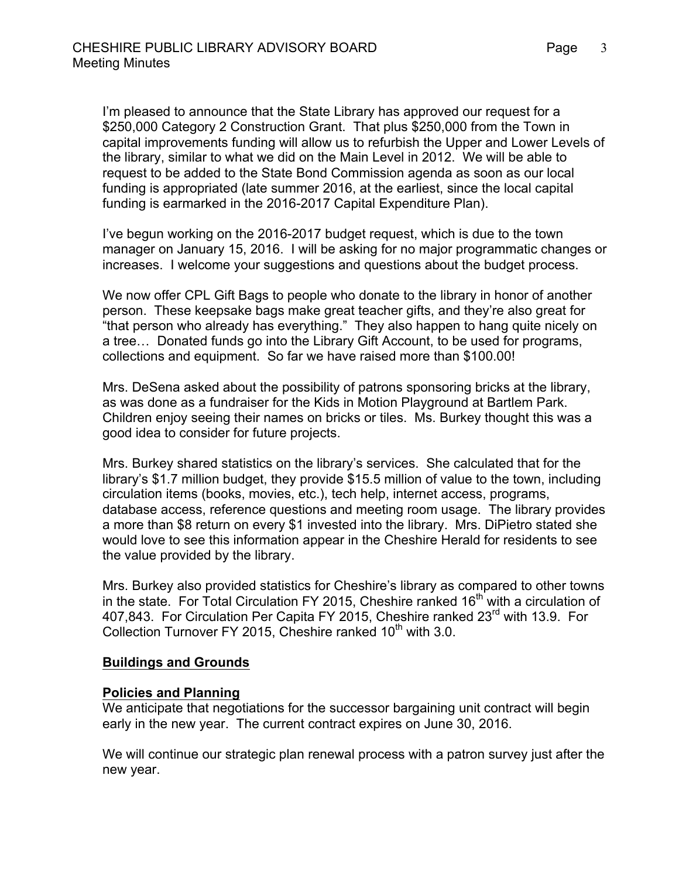I'm pleased to announce that the State Library has approved our request for a $250,000 Category 2 Construction Grant. That plus $250,000 from the Town in capital improvements funding will allow us to refurbish the Upper and Lower Levels of the library, similar to what we did on the Main Level in 2012. We will be able to request to be added to the State Bond Commission agenda as soon as our local funding is appropriated (late summer 2016, at the earliest, since the local capital funding is earmarked in the 2016-2017 Capital Expenditure Plan).

I've begun working on the 2016-2017 budget request, which is due to the town manager on January 15, 2016. I will be asking for no major programmatic changes or increases. I welcome your suggestions and questions about the budget process.

We now offer CPL Gift Bags to people who donate to the library in honor of another person. These keepsake bags make great teacher gifts, and they're also great for "that person who already has everything." They also happen to hang quite nicely on a tree… Donated funds go into the Library Gift Account, to be used for programs, collections and equipment. So far we have raised more than $100.00!

Mrs. DeSena asked about the possibility of patrons sponsoring bricks at the library, as was done as a fundraiser for the Kids in Motion Playground at Bartlem Park. Children enjoy seeing their names on bricks or tiles. Ms. Burkey thought this was a good idea to consider for future projects.

Mrs. Burkey shared statistics on the library's services. She calculated that for the library's $1.7 million budget, they provide $15.5 million of value to the town, including circulation items (books, movies, etc.), tech help, internet access, programs, database access, reference questions and meeting room usage. The library provides a more than $8 return on every $1 invested into the library. Mrs. DiPietro stated she would love to see this information appear in the Cheshire Herald for residents to see the value provided by the library.

Mrs. Burkey also provided statistics for Cheshire's library as compared to other towns in the state. For Total Circulation FY 2015, Cheshire ranked 16th with a circulation of 407,843. For Circulation Per Capita FY 2015, Cheshire ranked 23rd with 13.9. For Collection Turnover FY 2015, Cheshire ranked 10th with 3.0.

**Buildings and Grounds**

**Policies and Planning**

We anticipate that negotiations for the successor bargaining unit contract will begin early in the new year. The current contract expires on June 30, 2016.

We will continue our strategic plan renewal process with a patron survey just after the new year.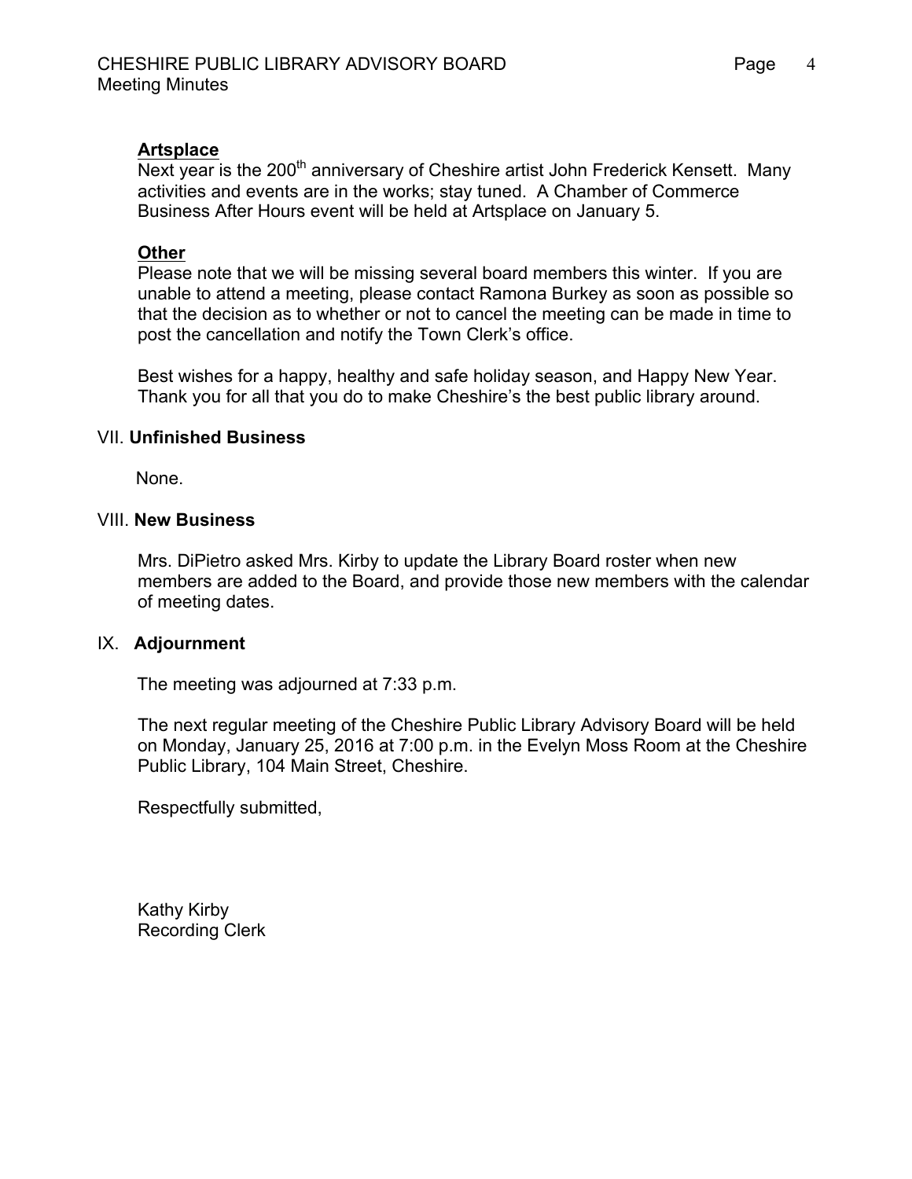**Artsplace**

Next year is the 200th anniversary of Cheshire artist John Frederick Kensett. Many activities and events are in the works; stay tuned. A Chamber of Commerce Business After Hours event will be held at Artsplace on January 5.

**Other**

Please note that we will be missing several board members this winter. If you are unable to attend a meeting, please contact Ramona Burkey as soon as possible so that the decision as to whether or not to cancel the meeting can be made in time to post the cancellation and notify the Town Clerk's office.

Best wishes for a happy, healthy and safe holiday season, and Happy New Year. Thank you for all that you do to make Cheshire's the best public library around.

## VII. **Unfinished Business**

None.

## VIII. **New Business**

Mrs. DiPietro asked Mrs. Kirby to update the Library Board roster when new members are added to the Board, and provide those new members with the calendar of meeting dates.

## IX. **Adjournment**

The meeting was adjourned at 7:33 p.m.

The next regular meeting of the Cheshire Public Library Advisory Board will be held on Monday, January 25, 2016 at 7:00 p.m. in the Evelyn Moss Room at the Cheshire Public Library, 104 Main Street, Cheshire.

Respectfully submitted,

Kathy Kirby
Recording Clerk